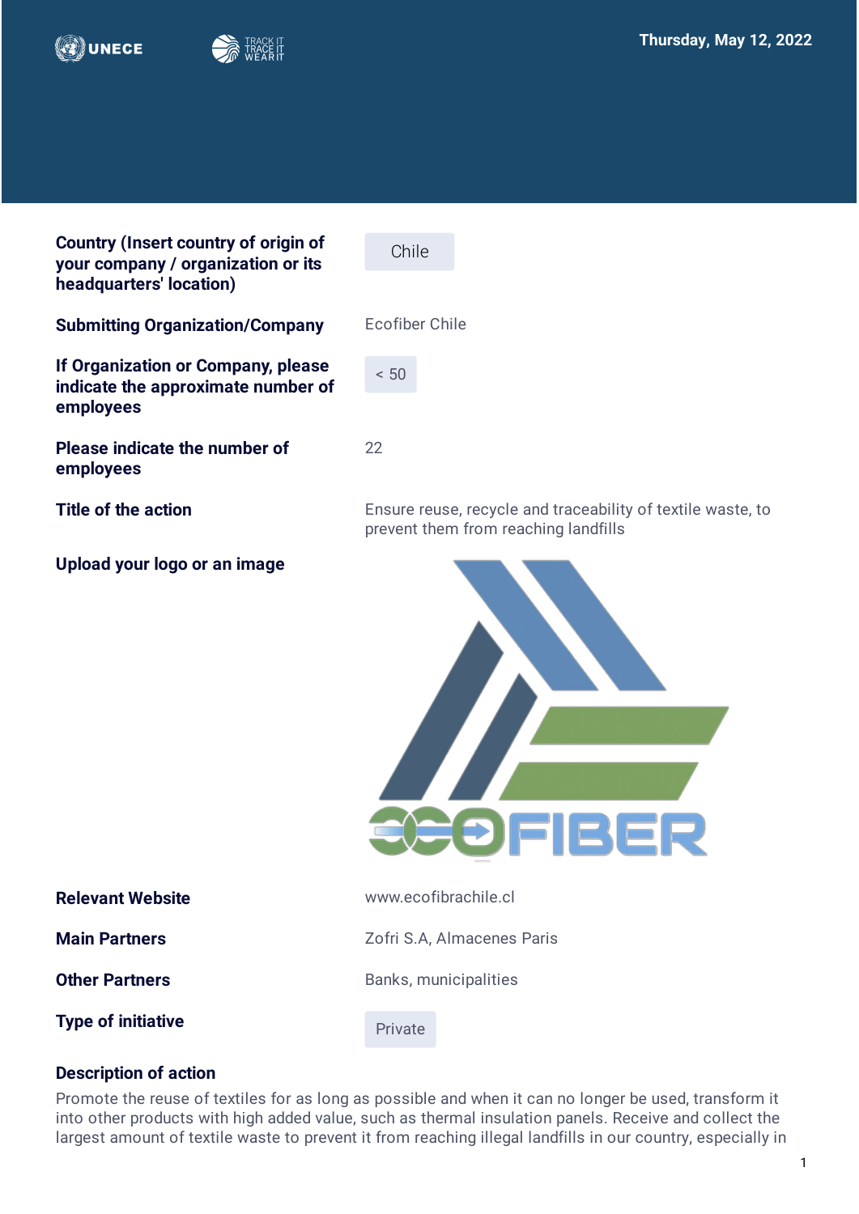Thursday, May 12, 2022

**Country (Insert country of origin of your company / organization or its headquarters' location)**

Chile

**Submitting Organization/Company**

Ecofiber Chile

**If Organization or Company, please indicate the approximate number of employees**

< 50

**Please indicate the number of employees**

22

**Title of the action**

Ensure reuse, recycle and traceability of textile waste, to prevent them from reaching landfills

**Upload your logo or an image**

**Relevant Website**

www.ecofibrachile.cl

**Main Partners**

Zofri S.A, Almacenes Paris

**Other Partners**

Banks, municipalities

**Type of initiative**

Private

**Description of action**

Promote the reuse of textiles for as long as possible and when it can no longer be used, transform it into other products with high added value, such as thermal insulation panels. Receive and collect the largest amount of textile waste to prevent it from reaching illegal landfills in our country, especially in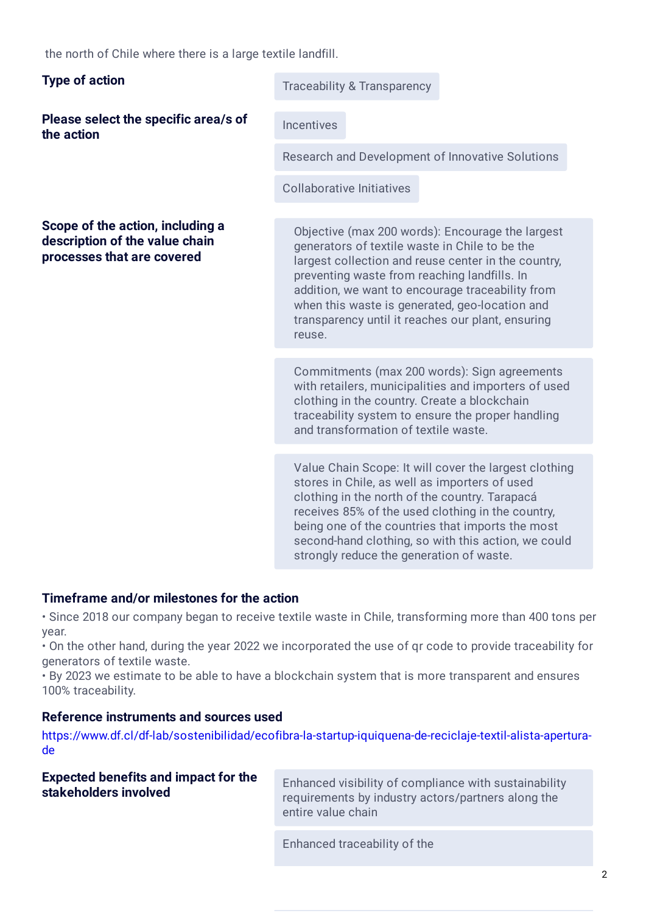the north of Chile where there is a large textile landfill.

**Type of action**

Traceability & Transparency

**Please select the specific area/s of the action**

Incentives

Research and Development of Innovative Solutions

Collaborative Initiatives

**Scope of the action, including a description of the value chain processes that are covered**

Objective (max 200 words): Encourage the largest generators of textile waste in Chile to be the largest collection and reuse center in the country, preventing waste from reaching landfills. In addition, we want to encourage traceability from when this waste is generated, geo-location and transparency until it reaches our plant, ensuring reuse.

Commitments (max 200 words): Sign agreements with retailers, municipalities and importers of used clothing in the country. Create a blockchain traceability system to ensure the proper handling and transformation of textile waste.

Value Chain Scope: It will cover the largest clothing stores in Chile, as well as importers of used clothing in the north of the country. Tarapacá receives 85% of the used clothing in the country, being one of the countries that imports the most second-hand clothing, so with this action, we could strongly reduce the generation of waste.

### Timeframe and/or milestones for the action

- Since 2018 our company began to receive textile waste in Chile, transforming more than 400 tons per year.
- On the other hand, during the year 2022 we incorporated the use of qr code to provide traceability for generators of textile waste.
- By 2023 we estimate to be able to have a blockchain system that is more transparent and ensures 100% traceability.

### Reference instruments and sources used

https://www.df.cl/df-lab/sostenibilidad/ecofibra-la-startup-iquiquena-de-reciclaje-textil-alista-apertura-de

**Expected benefits and impact for the stakeholders involved**

Enhanced visibility of compliance with sustainability requirements by industry actors/partners along the entire value chain

Enhanced traceability of the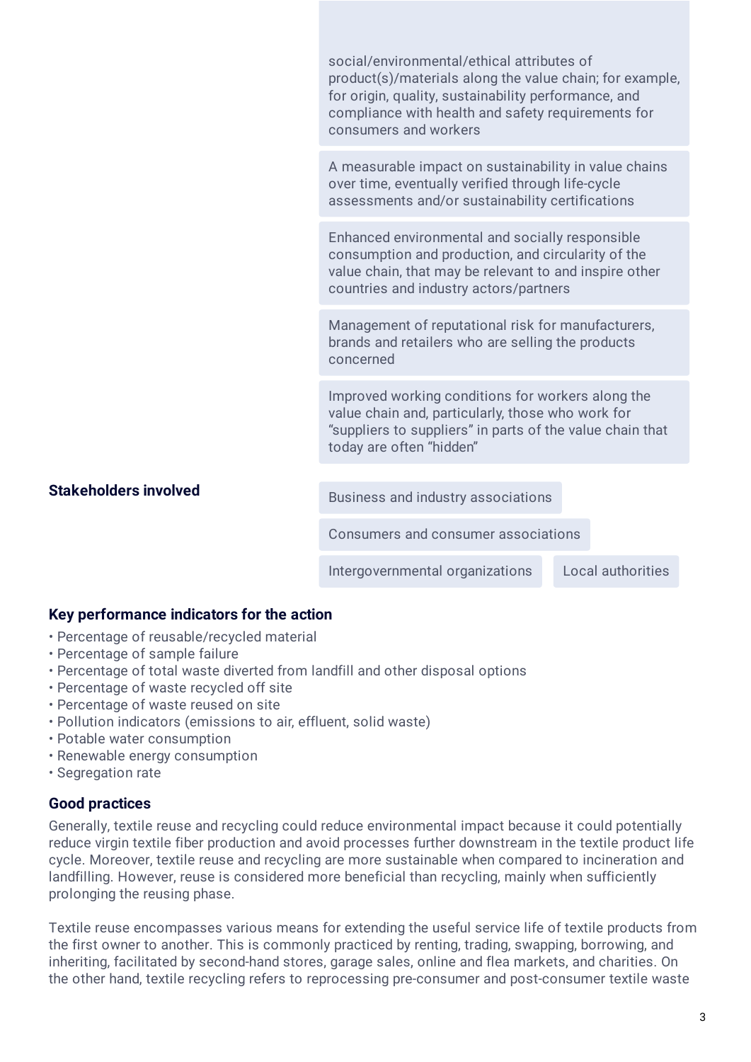social/environmental/ethical attributes of product(s)/materials along the value chain; for example, for origin, quality, sustainability performance, and compliance with health and safety requirements for consumers and workers

A measurable impact on sustainability in value chains over time, eventually verified through life-cycle assessments and/or sustainability certifications

Enhanced environmental and socially responsible consumption and production, and circularity of the value chain, that may be relevant to and inspire other countries and industry actors/partners

Management of reputational risk for manufacturers, brands and retailers who are selling the products concerned

Improved working conditions for workers along the value chain and, particularly, those who work for “suppliers to suppliers” in parts of the value chain that today are often “hidden”

**Stakeholders involved**

- Business and industry associations
- Consumers and consumer associations
- Intergovernmental organizations
- Local authorities

### Key performance indicators for the action

- Percentage of reusable/recycled material
- Percentage of sample failure
- Percentage of total waste diverted from landfill and other disposal options
- Percentage of waste recycled off site
- Percentage of waste reused on site
- Pollution indicators (emissions to air, effluent, solid waste)
- Potable water consumption
- Renewable energy consumption
- Segregation rate

### Good practices

Generally, textile reuse and recycling could reduce environmental impact because it could potentially reduce virgin textile fiber production and avoid processes further downstream in the textile product life cycle. Moreover, textile reuse and recycling are more sustainable when compared to incineration and landfilling. However, reuse is considered more beneficial than recycling, mainly when sufficiently prolonging the reusing phase.

Textile reuse encompasses various means for extending the useful service life of textile products from the first owner to another. This is commonly practiced by renting, trading, swapping, borrowing, and inheriting, facilitated by second-hand stores, garage sales, online and flea markets, and charities. On the other hand, textile recycling refers to reprocessing pre-consumer and post-consumer textile waste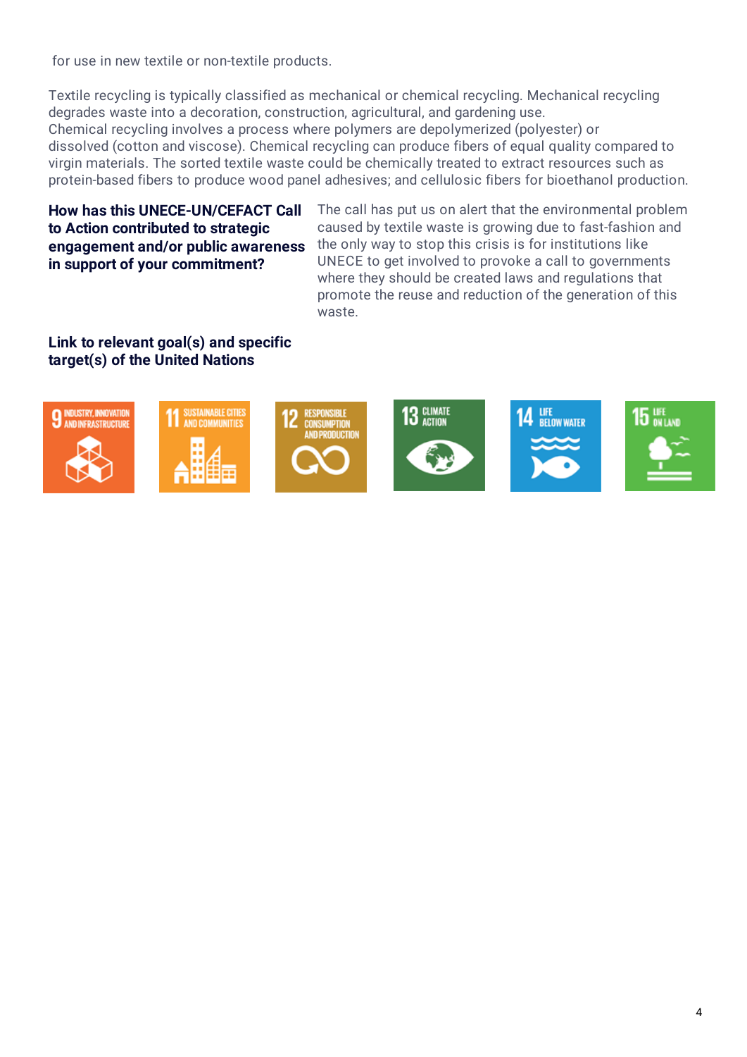for use in new textile or non-textile products.

Textile recycling is typically classified as mechanical or chemical recycling. Mechanical recycling degrades waste into a decoration, construction, agricultural, and gardening use.
Chemical recycling involves a process where polymers are depolymerized (polyester) or dissolved (cotton and viscose). Chemical recycling can produce fibers of equal quality compared to virgin materials. The sorted textile waste could be chemically treated to extract resources such as protein-based fibers to produce wood panel adhesives; and cellulosic fibers for bioethanol production.

**How has this UNECE-UN/CEFACT Call to Action contributed to strategic engagement and/or public awareness in support of your commitment?**

The call has put us on alert that the environmental problem caused by textile waste is growing due to fast-fashion and the only way to stop this crisis is for institutions like UNECE to get involved to provoke a call to governments where they should be created laws and regulations that promote the reuse and reduction of the generation of this waste.

**Link to relevant goal(s) and specific target(s) of the United Nations**

9 INDUSTRY, INNOVATION AND INFRASTRUCTURE

11 SUSTAINABLE CITIES AND COMMUNITIES

12 RESPONSIBLE CONSUMPTION AND PRODUCTION

13 CLIMATE ACTION

14 LIFE BELOW WATER

15 LIFE ON LAND